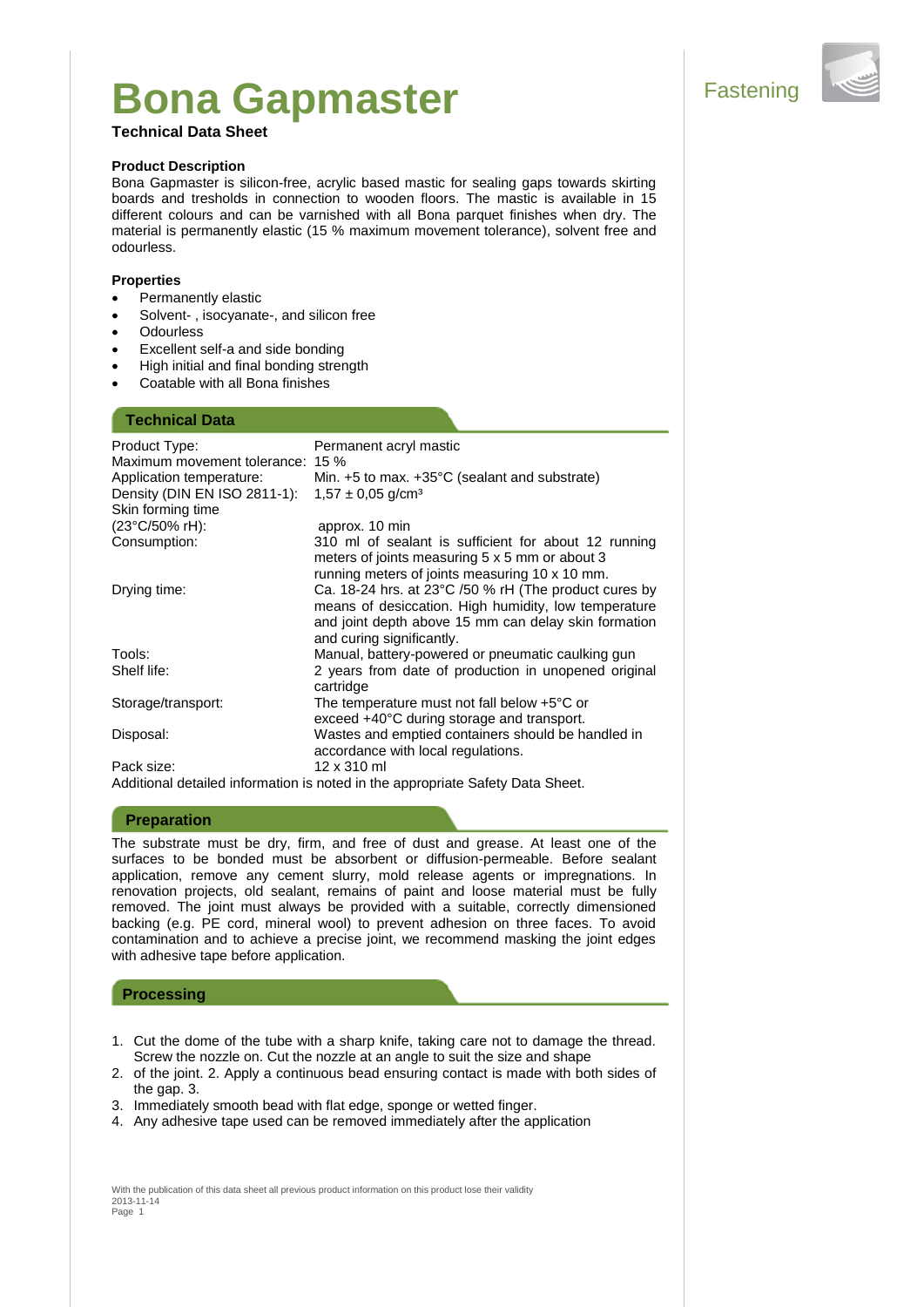# Bona Gapmaster

Fastening

**Technical Data Sheet**

## Product Description

Bona Gapmaster is silicon-free, acrylic based mastic for sealing gaps towards skirting boards and tresholds in connection to wooden floors. The mastic is available in 15 different colours and can be varnished with all Bona parquet finishes when dry. The material is permanently elastic (15 % maximum movement tolerance), solvent free and odourless.

## Properties

- Permanently elastic
- Solvent- , isocyanate-, and silicon free
- Odourless
- Excellent self-a and side bonding
- High initial and final bonding strength
- Coatable with all Bona finishes

## Technical Data

| | |
|---|---|
| Product Type: | Permanent acryl mastic |
| Maximum movement tolerance: | 15 % |
| Application temperature: | Min. +5 to max. +35°C (sealant and substrate) |
| Density (DIN EN ISO 2811-1): | 1,57 ± 0,05 g/cm³ |
| Skin forming time (23°C/50% rH): | approx. 10 min |
| Consumption: | 310 ml of sealant is sufficient for about 12 running meters of joints measuring 5 x 5 mm or about 3 running meters of joints measuring 10 x 10 mm. |
| Drying time: | Ca. 18-24 hrs. at 23°C /50 % rH (The product cures by means of desiccation. High humidity, low temperature and joint depth above 15 mm can delay skin formation and curing significantly. |
| Tools: | Manual, battery-powered or pneumatic caulking gun |
| Shelf life: | 2 years from date of production in unopened original cartridge |
| Storage/transport: | The temperature must not fall below +5°C or exceed +40°C during storage and transport. |
| Disposal: | Wastes and emptied containers should be handled in accordance with local regulations. |
| Pack size: | 12 x 310 ml |

Additional detailed information is noted in the appropriate Safety Data Sheet.

## Preparation

The substrate must be dry, firm, and free of dust and grease. At least one of the surfaces to be bonded must be absorbent or diffusion-permeable. Before sealant application, remove any cement slurry, mold release agents or impregnations. In renovation projects, old sealant, remains of paint and loose material must be fully removed. The joint must always be provided with a suitable, correctly dimensioned backing (e.g. PE cord, mineral wool) to prevent adhesion on three faces. To avoid contamination and to achieve a precise joint, we recommend masking the joint edges with adhesive tape before application.

## Processing

1. Cut the dome of the tube with a sharp knife, taking care not to damage the thread. Screw the nozzle on. Cut the nozzle at an angle to suit the size and shape
2. of the joint. 2. Apply a continuous bead ensuring contact is made with both sides of the gap. 3.
3. Immediately smooth bead with flat edge, sponge or wetted finger.
4. Any adhesive tape used can be removed immediately after the application

With the publication of this data sheet all previous product information on this product lose their validity
2013-11-14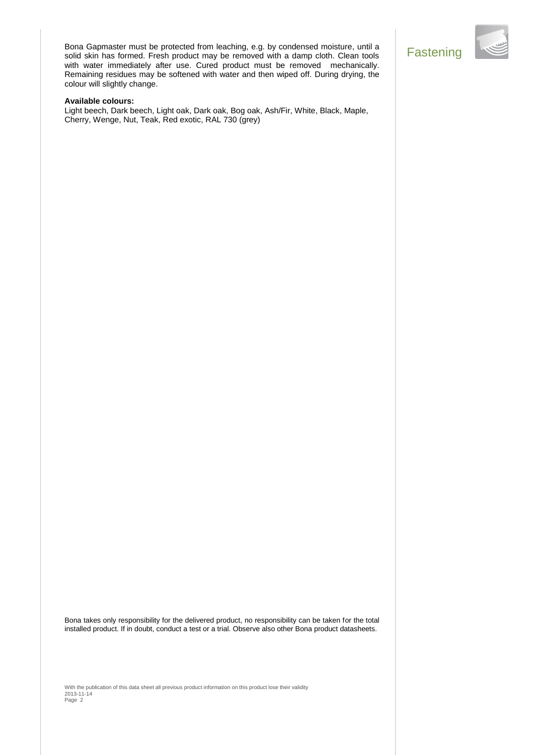Bona Gapmaster must be protected from leaching, e.g. by condensed moisture, until a solid skin has formed. Fresh product may be removed with a damp cloth. Clean tools with water immediately after use. Cured product must be removed mechanically. Remaining residues may be softened with water and then wiped off. During drying, the colour will slightly change.

**Available colours:**
Light beech, Dark beech, Light oak, Dark oak, Bog oak, Ash/Fir, White, Black, Maple, Cherry, Wenge, Nut, Teak, Red exotic, RAL 730 (grey)

Bona takes only responsibility for the delivered product, no responsibility can be taken for the total installed product. If in doubt, conduct a test or a trial. Observe also other Bona product datasheets.

With the publication of this data sheet all previous product information on this product lose their validity
2013-11-14